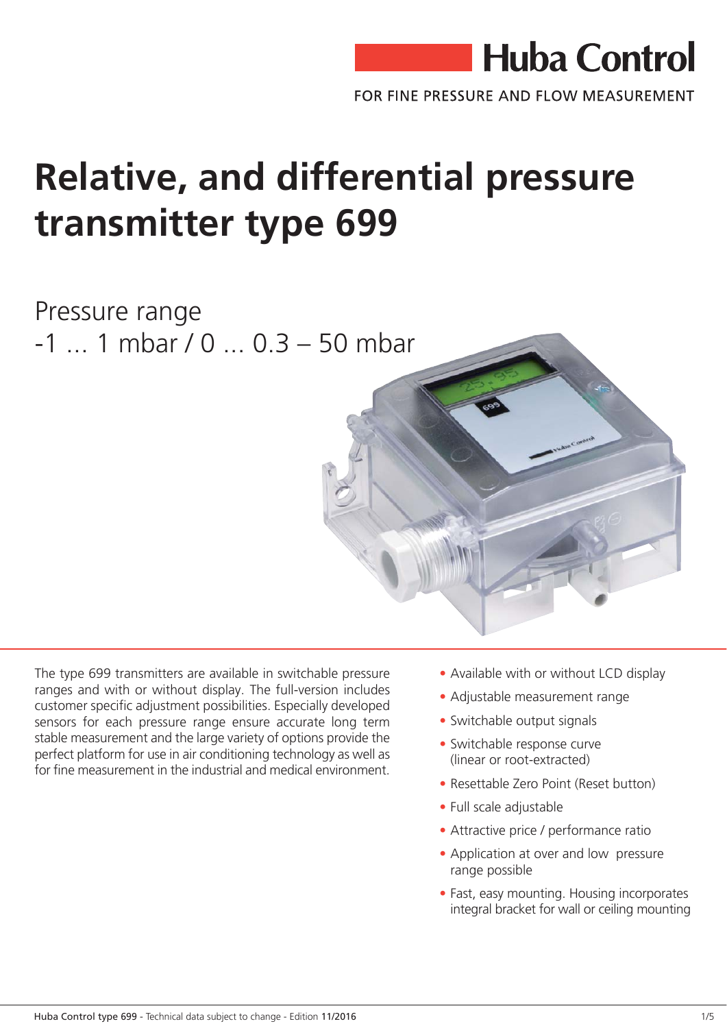Huba Control

FOR FINE PRESSURE AND FLOW MEASUREMENT

# Relative, and differential pressure transmitter type 699

## Pressure range
## -1 … 1 mbar / 0 … 0.3 – 50 mbar

The type 699 transmitters are available in switchable pressure ranges and with or without display. The full-version includes customer specific adjustment possibilities. Especially developed sensors for each pressure range ensure accurate long term stable measurement and the large variety of options provide the perfect platform for use in air conditioning technology as well as for fine measurement in the industrial and medical environment.

- Available with or without LCD display
- Adjustable measurement range
- Switchable output signals
- Switchable response curve (linear or root-extracted)
- Resettable Zero Point (Reset button)
- Full scale adjustable
- Attractive price / performance ratio
- Application at over and low pressure range possible
- Fast, easy mounting. Housing incorporates integral bracket for wall or ceiling mounting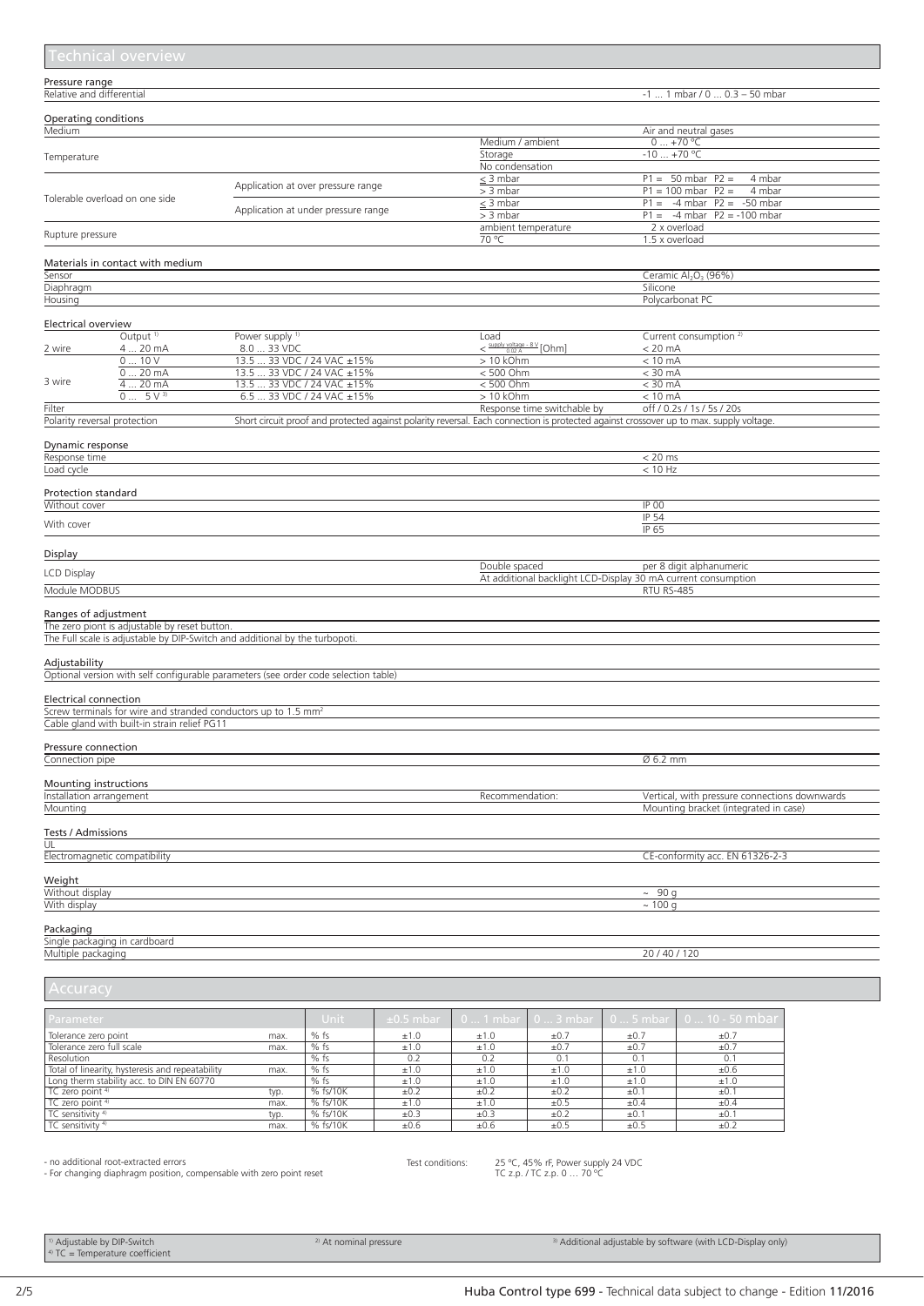# Technical overview

## Pressure range

| | |
|---|---|
| Relative and differential | -1 ... 1 mbar / 0 ... 0.3 – 50 mbar |

## Operating conditions

| | | | |
|---|---|---|---|
| Medium | | | Air and neutral gases |
| Temperature | | Medium / ambient | 0 ... +70 °C |
| | | Storage | -10 ... +70 °C |
| | | No condensation | |
| Tolerable overload on one side | Application at over pressure range | ≤ 3 mbar | P1 = 50 mbar P2 = 4 mbar |
| | | > 3 mbar | P1 = 100 mbar P2 = 4 mbar |
| | Application at under pressure range | ≤ 3 mbar | P1 = -4 mbar P2 = -50 mbar |
| | | > 3 mbar | P1 = -4 mbar P2 = -100 mbar |
| Rupture pressure | | ambient temperature | 2 x overload |
| | | 70 °C | 1.5 x overload |

## Materials in contact with medium

| | |
|---|---|
| Sensor | Ceramic $Al_2O_3$ (96%) |
| Diaphragm | Silicone |
| Housing | Polycarbonat PC |

## Electrical overview

| | Output [1] | Power supply [1] | Load | Current consumption [2] |
|---|---|---|---|---|
| 2 wire | 4 ... 20 mA | 8.0 ... 33 VDC | $< \frac{\text{supply voltage} - 8\,V}{0.02\,A}$ [Ohm] | < 20 mA |
| 3 wire | 0 ... 10 V | 13.5 ... 33 VDC / 24 VAC ±15% | > 10 kOhm | < 10 mA |
| | 0 ... 20 mA | 13.5 ... 33 VDC / 24 VAC ±15% | < 500 Ohm | < 30 mA |
| | 4 ... 20 mA | 13.5 ... 33 VDC / 24 VAC ±15% | < 500 Ohm | < 30 mA |
| | 0 ... 5 V [3] | 6.5 ... 33 VDC / 24 VAC ±15% | > 10 kOhm | < 10 mA |
| Filter | | | Response time switchable by | off / 0.2s / 1s / 5s / 20s |
| Polarity reversal protection | Short circuit proof and protected against polarity reversal. Each connection is protected against crossover up to max. supply voltage. | | | |

## Dynamic response

| | |
|---|---|
| Response time | < 20 ms |
| Load cycle | < 10 Hz |

## Protection standard

| | |
|---|---|
| Without cover | IP 00 |
| With cover | IP 54 |
| | IP 65 |

## Display

| | | |
|---|---|---|
| LCD Display | Double spaced | per 8 digit alphanumeric |
| | At additional backlight LCD-Display 30 mA current consumption | |
| Module MODBUS | | RTU RS-485 |

## Ranges of adjustment

The zero piont is adjustable by reset button.

The Full scale is adjustable by DIP-Switch and additional by the turbopoti.

## Adjustability

Optional version with self configurable parameters (see order code selection table)

## Electrical connection

Screw terminals for wire and stranded conductors up to 1.5 mm²

Cable gland with built-in strain relief PG11

## Pressure connection

| | |
|---|---|
| Connection pipe | Ø 6.2 mm |

## Mounting instructions

| | | |
|---|---|---|
| Installation arrangement | Recommendation: | Vertical, with pressure connections downwards |
| Mounting | | Mounting bracket (integrated in case) |

## Tests / Admissions

| | |
|---|---|
| UL | |
| Electromagnetic compatibility | CE-conformity acc. EN 61326-2-3 |

## Weight

| | |
|---|---|
| Without display | ~ 90 g |
| With display | ~ 100 g |

## Packaging

| | |
|---|---|
| Single packaging in cardboard | |
| Multiple packaging | 20 / 40 / 120 |

# Accuracy

| Parameter | | Unit | ±0.5 mbar | 0 ... 1 mbar | 0 ... 3 mbar | 0 ... 5 mbar | 0 ... 10 - 50 mbar |
|---|---|---|---|---|---|---|---|
| Tolerance zero point | max. | % fs | ±1.0 | ±1.0 | ±0.7 | ±0.7 | ±0.7 |
| Tolerance zero full scale | max. | % fs | ±1.0 | ±1.0 | ±0.7 | ±0.7 | ±0.7 |
| Resolution | | % fs | 0.2 | 0.2 | 0.1 | 0.1 | 0.1 |
| Total of linearity, hysteresis and repeatability | max. | % fs | ±1.0 | ±1.0 | ±1.0 | ±1.0 | ±0.6 |
| Long therm stability acc. to DIN EN 60770 | | % fs | ±1.0 | ±1.0 | ±1.0 | ±1.0 | ±1.0 |
| TC zero point [4] | typ. | % fs/10K | ±0.2 | ±0.2 | ±0.2 | ±0.1 | ±0.1 |
| TC zero point [4] | max. | % fs/10K | ±1.0 | ±1.0 | ±0.5 | ±0.4 | ±0.4 |
| TC sensitivity [4] | typ. | % fs/10K | ±0.3 | ±0.3 | ±0.2 | ±0.1 | ±0.1 |
| TC sensitivity [4] | max. | % fs/10K | ±0.6 | ±0.6 | ±0.5 | ±0.5 | ±0.2 |

- no additional root-extracted errors
- For changing diaphragm position, compensable with zero point reset

Test conditions: 25 °C, 45% rF, Power supply 24 VDC
TC z.p. / TC z.p. 0 ... 70 °C

[1] Adjustable by DIP-Switch
[2] At nominal pressure
[3] Additional adjustable by software (with LCD-Display only)
[4] TC = Temperature coefficient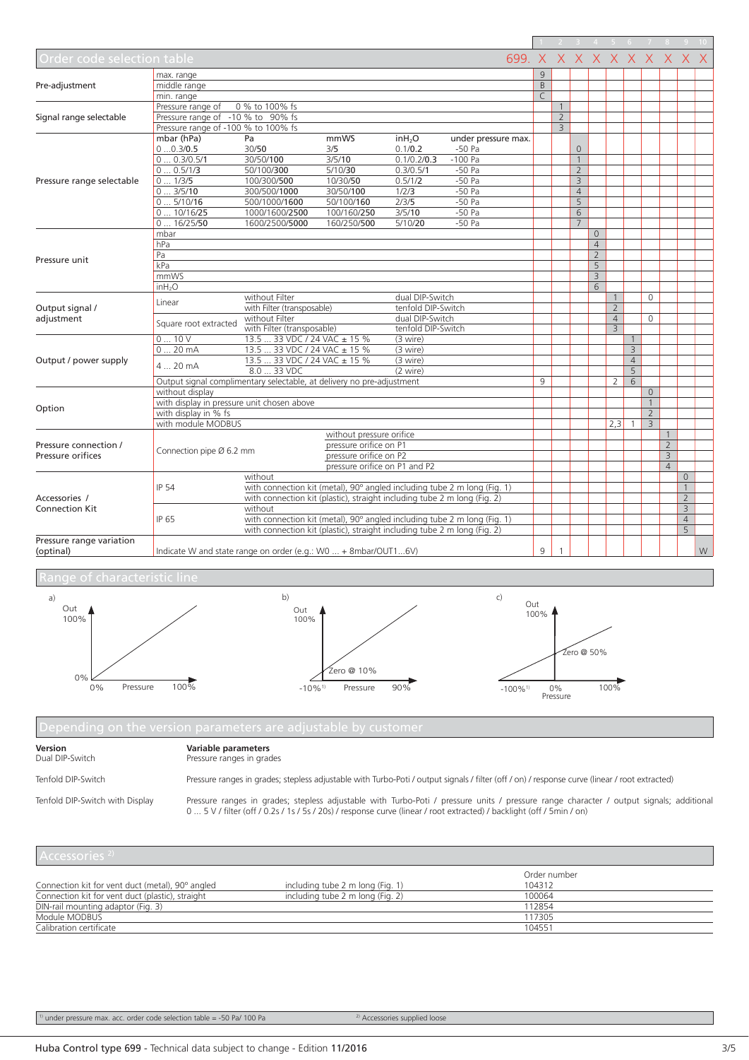## Order code selection table

| | | | | | | 1 | 2 | 3 | 4 | 5 | 6 | 7 | 8 | 9 | 10 |
|---|---|---|---|---|---|---|---|---|---|---|---|---|---|---|---|
| | | | | | **699.** | X | X | X | X | X | X | X | X | X | X |
| Pre-adjustment | max. range | | | | | 9 | | | | | | | | | |
| | middle range | | | | | B | | | | | | | | | |
| | min. range | | | | | C | | | | | | | | | |
| Signal range selectable | Pressure range of 0 % to 100% fs | | | | | | 1 | | | | | | | | |
| | Pressure range of -10 % to 90% fs | | | | | | 2 | | | | | | | | |
| | Pressure range of -100 % to 100% fs | | | | | | 3 | | | | | | | | |
| Pressure range selectable | mbar (hPa) | Pa | mmWS | inH₂O | under pressure max. | | | | | | | | | | |
| | 0 ...0.3/**0.5** | 30/**50** | 3/**5** | 0.1/**0.2** | -50 Pa | | | 0 | | | | | | | |
| | 0 ... 0.3/0.5/**1** | 30/50/**100** | 3/5/**10** | 0.1/0.2/**0.3** | -100 Pa | | | 1 | | | | | | | |
| | 0 ... 0.5/1/**3** | 50/100/**300** | 5/10/**30** | 0.3/0.5/**1** | -50 Pa | | | 2 | | | | | | | |
| | 0 ... 1/3/**5** | 100/300/**500** | 10/30/**50** | 0.5/1/**2** | -50 Pa | | | 3 | | | | | | | |
| | 0 ... 3/5/**10** | 300/500/**1000** | 30/50/**100** | 1/2/**3** | -50 Pa | | | 4 | | | | | | | |
| | 0 ... 5/10/**16** | 500/1000/**1600** | 50/100/**160** | 2/3/**5** | -50 Pa | | | 5 | | | | | | | |
| | 0 ... 10/16/**25** | 1000/1600/**2500** | 100/160/**250** | 3/5/**10** | -50 Pa | | | 6 | | | | | | | |
| | 0 ... 16/25/**50** | 1600/2500/**5000** | 160/250/**500** | 5/10/**20** | -50 Pa | | | 7 | | | | | | | |
| Pressure unit | mbar | | | | | | | | 0 | | | | | | |
| | hPa | | | | | | | | 4 | | | | | | |
| | Pa | | | | | | | | 2 | | | | | | |
| | kPa | | | | | | | | 5 | | | | | | |
| | mmWS | | | | | | | | 3 | | | | | | |
| | inH₂O | | | | | | | | 6 | | | | | | |
| Output signal / adjustment | Linear | without Filter | | dual DIP-Switch | | | | | | 1 | | 0 | | | |
| | | with Filter (transposable) | | tenfold DIP-Switch | | | | | | 2 | | | | | |
| | Square root extracted | without Filter | | dual DIP-Switch | | | | | | 4 | | 0 | | | |
| | | with Filter (transposable) | | tenfold DIP-Switch | | | | | | 3 | | | | | |
| Output / power supply | 0 ... 10 V | 13.5 ... 33 VDC / 24 VAC ± 15 % | | (3 wire) | | | | | | | 1 | | | | |
| | 0 ... 20 mA | 13.5 ... 33 VDC / 24 VAC ± 15 % | | (3 wire) | | | | | | | 3 | | | | |
| | 4 ... 20 mA | 13.5 ... 33 VDC / 24 VAC ± 15 % | | (3 wire) | | | | | | | 4 | | | | |
| | | 8.0 ... 33 VDC | | (2 wire) | | | | | | | 5 | | | | |
| | Output signal complimentary selectable, at delivery no pre-adjustment | | | | | 9 | | | | 2 | 6 | | | | |
| Option | without display | | | | | | | | | | | 0 | | | |
| | with display in pressure unit chosen above | | | | | | | | | | | 1 | | | |
| | with display in % fs | | | | | | | | | | | 2 | | | |
| | with module MODBUS | | | | | | | | | 2,3 | 1 | 3 | | | |
| Pressure connection / Pressure orifices | Connection pipe Ø 6.2 mm | | without pressure orifice | | | | | | | | | | 1 | | |
| | | | pressure orifice on P1 | | | | | | | | | | 2 | | |
| | | | pressure orifice on P2 | | | | | | | | | | 3 | | |
| | | | pressure orifice on P1 and P2 | | | | | | | | | | 4 | | |
| Accessories / Connection Kit | IP 54 | without | | | | | | | | | | | | 0 | |
| | | with connection kit (metal), 90° angled including tube 2 m long (Fig. 1) | | | | | | | | | | | | 1 | |
| | | with connection kit (plastic), straight including tube 2 m long (Fig. 2) | | | | | | | | | | | | 2 | |
| | IP 65 | without | | | | | | | | | | | | 3 | |
| | | with connection kit (metal), 90° angled including tube 2 m long (Fig. 1) | | | | | | | | | | | | 4 | |
| | | with connection kit (plastic), straight including tube 2 m long (Fig. 2) | | | | | | | | | | | | 5 | |
| Pressure range variation (optinal) | Indicate W and state range on order (e.g.: W0 ... + 8mbar/OUT1...6V) | | | | | 9 | 1 | | | | | | | | W |

## Range of characteristic line

a) Out 100%, 0% — Pressure 0% … 100%

b) Out 100% — Zero @ 10% — Pressure -10% [1] … 90%

c) Out 100% — Zero @ 50% — Pressure -100% [1] … 0% … 100%

## Depending on the version parameters are adjustable by customer

| Version | Variable parameters |
|---|---|
| Dual DIP-Switch | Pressure ranges in grades |
| Tenfold DIP-Switch | Pressure ranges in grades; stepless adjustable with Turbo-Poti / output signals / filter (off / on) / response curve (linear / root extracted) |
| Tenfold DIP-Switch with Display | Pressure ranges in grades; stepless adjustable with Turbo-Poti / pressure units / pressure range character / output signals; additional 0 ... 5 V / filter (off / 0.2s / 1s / 5s / 20s) / response curve (linear / root extracted) / backlight (off / 5min / on) |

## Accessories [2]

| | | Order number |
|---|---|---|
| Connection kit for vent duct (metal), 90° angled | including tube 2 m long (Fig. 1) | 104312 |
| Connection kit for vent duct (plastic), straight | including tube 2 m long (Fig. 2) | 100064 |
| DIN-rail mounting adaptor (Fig. 3) | | 112854 |
| Module MODBUS | | 117305 |
| Calibration certificate | | 104551 |

[1] under pressure max. acc. order code selection table = -50 Pa/ 100 Pa

[2] Accessories supplied loose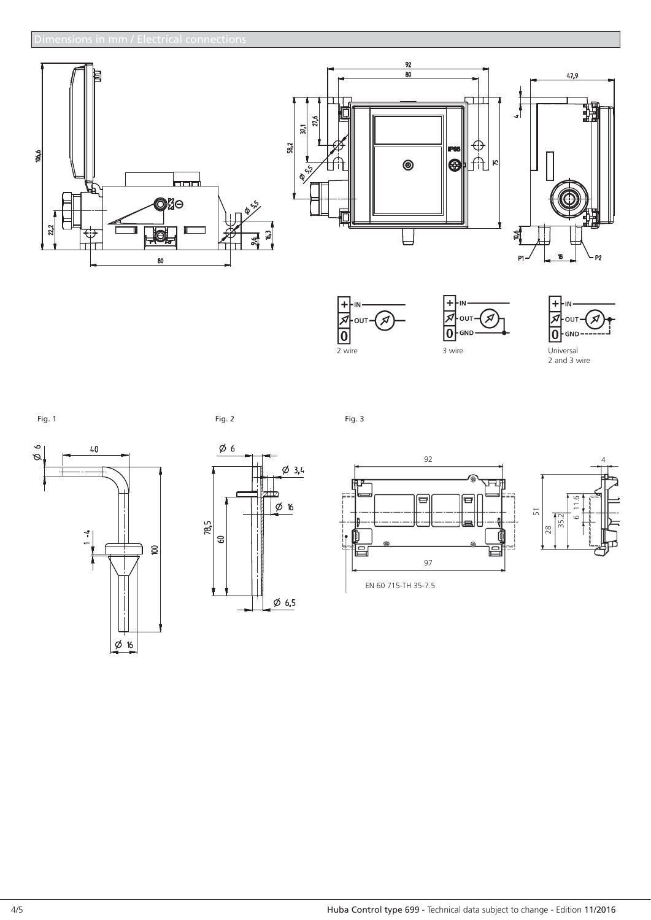## Dimensions in mm / Electrical connections

2 wire

3 wire

Universal
2 and 3 wire

Fig. 1

Fig. 2

Fig. 3

EN 60 715-TH 35-7.5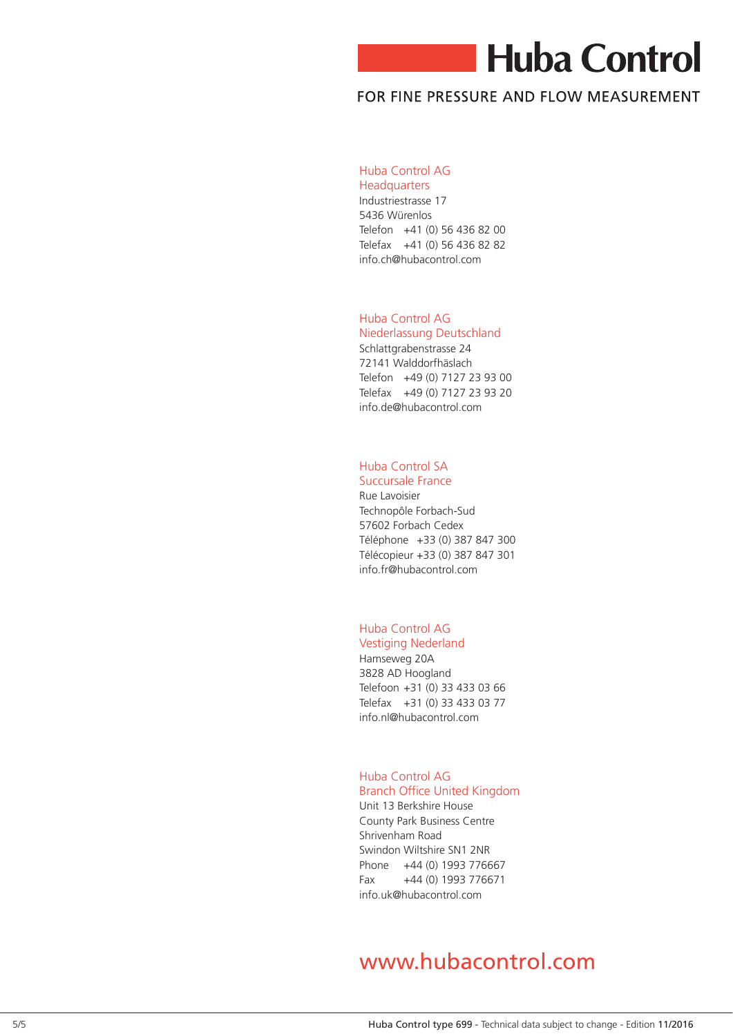# Huba Control

FOR FINE PRESSURE AND FLOW MEASUREMENT

**Huba Control AG**
**Headquarters**
Industriestrasse 17
5436 Würenlos
Telefon +41 (0) 56 436 82 00
Telefax +41 (0) 56 436 82 82
info.ch@hubacontrol.com

**Huba Control AG**
**Niederlassung Deutschland**
Schlattgrabenstrasse 24
72141 Walddorfhäslach
Telefon +49 (0) 7127 23 93 00
Telefax +49 (0) 7127 23 93 20
info.de@hubacontrol.com

**Huba Control SA**
**Succursale France**
Rue Lavoisier
Technopôle Forbach-Sud
57602 Forbach Cedex
Téléphone +33 (0) 387 847 300
Télécopieur +33 (0) 387 847 301
info.fr@hubacontrol.com

**Huba Control AG**
**Vestiging Nederland**
Hamseweg 20A
3828 AD Hoogland
Telefoon +31 (0) 33 433 03 66
Telefax +31 (0) 33 433 03 77
info.nl@hubacontrol.com

**Huba Control AG**
**Branch Office United Kingdom**
Unit 13 Berkshire House
County Park Business Centre
Shrivenham Road
Swindon Wiltshire SN1 2NR
Phone +44 (0) 1993 776667
Fax +44 (0) 1993 776671
info.uk@hubacontrol.com

www.hubacontrol.com

Huba Control type 699 - Technical data subject to change - Edition 11/2016